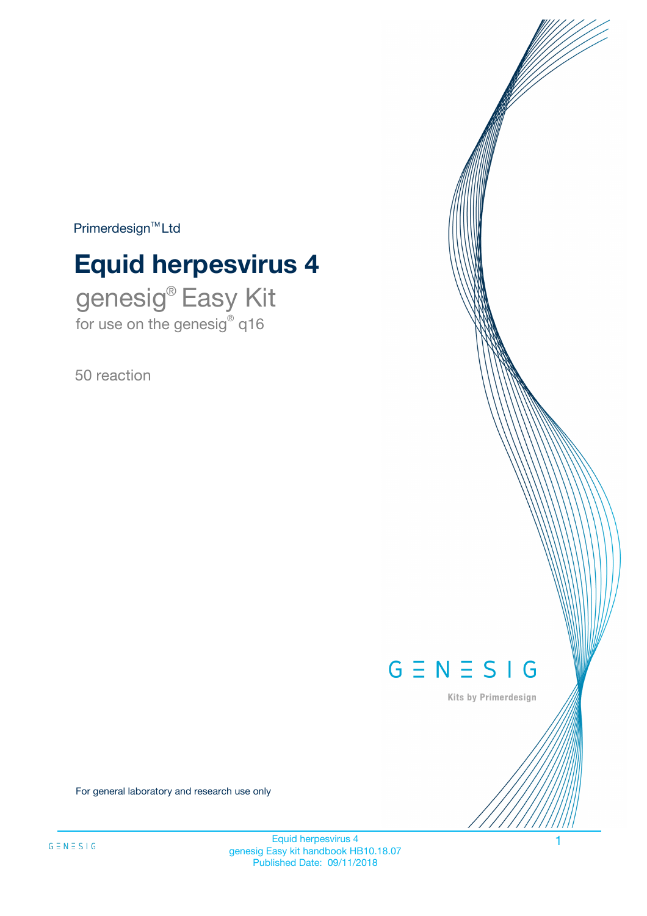Primerdesign™ Ltd

# Equid herpesvirus 4

genesig® Easy Kit
for use on the genesig® q16

50 reaction

GENESIG

Kits by Primerdesign

For general laboratory and research use only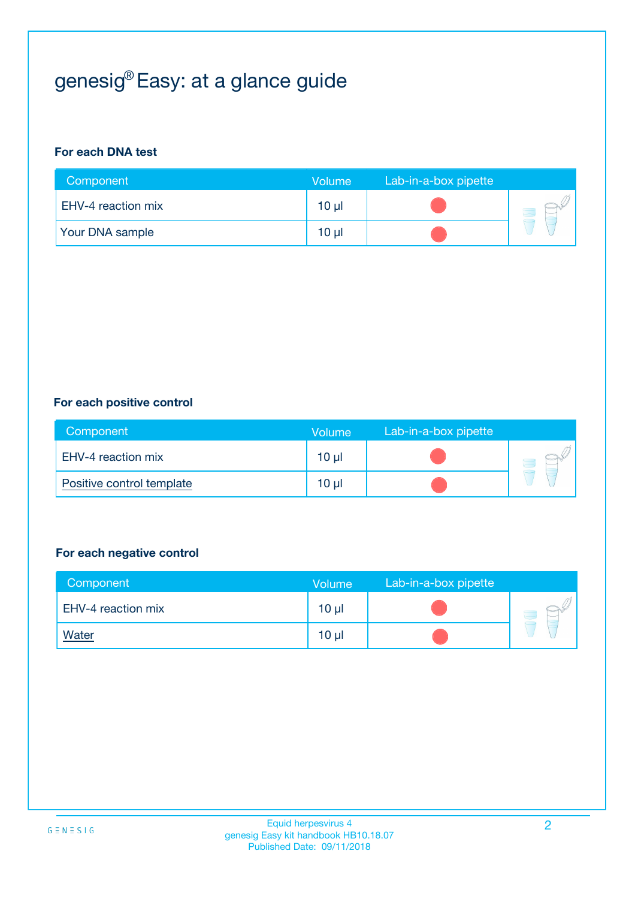# genesig® Easy: at a glance guide

**For each DNA test**

| Component | Volume | Lab-in-a-box pipette |
|---|---|---|
| EHV-4 reaction mix | 10 µl | 🔴 |
| Your DNA sample | 10 µl | 🔴 |

**For each positive control**

| Component | Volume | Lab-in-a-box pipette |
|---|---|---|
| EHV-4 reaction mix | 10 µl | 🔴 |
| Positive control template | 10 µl | 🔴 |

**For each negative control**

| Component | Volume | Lab-in-a-box pipette |
|---|---|---|
| EHV-4 reaction mix | 10 µl | 🔴 |
| Water | 10 µl | 🔴 |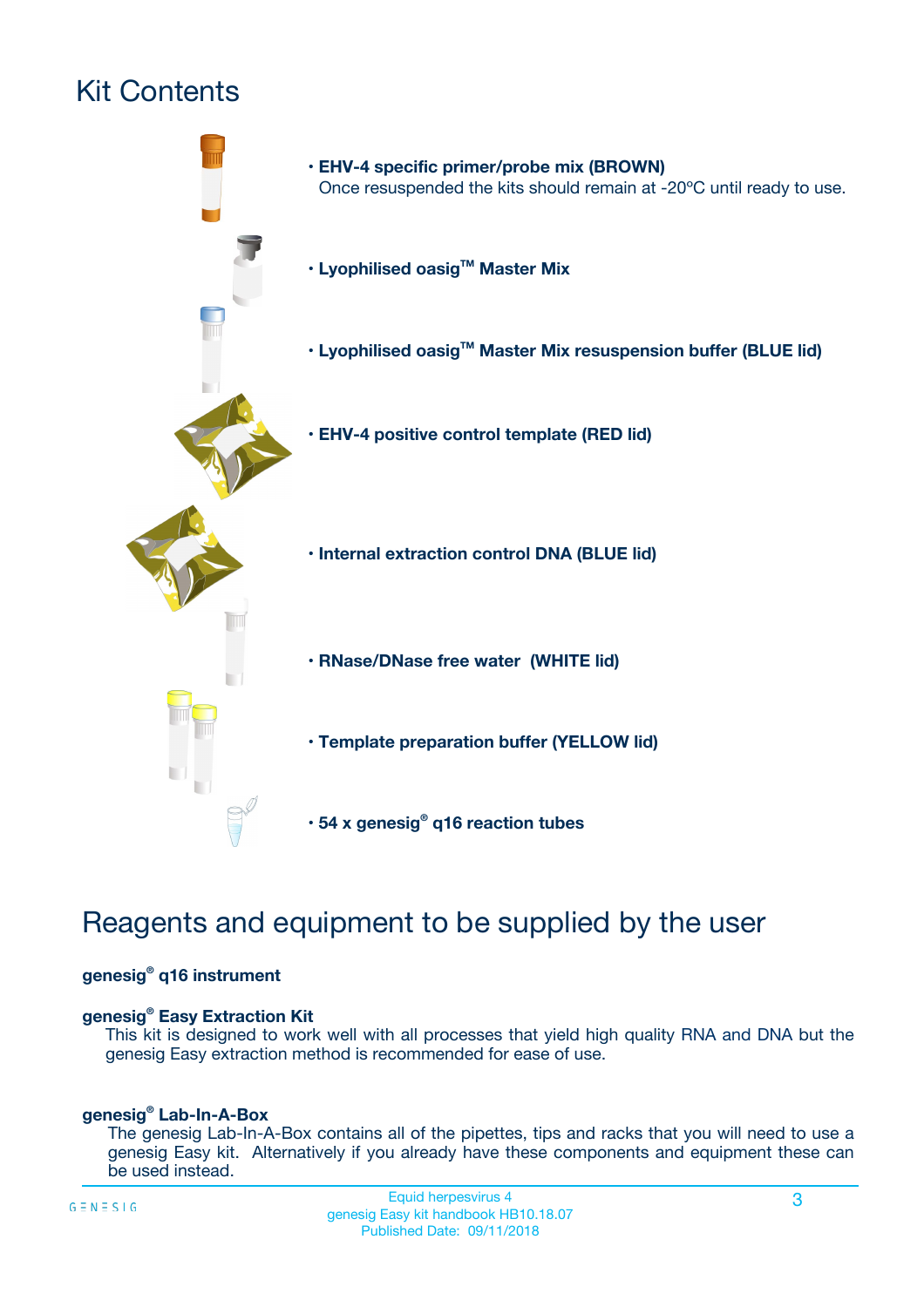# Kit Contents

- **EHV-4 specific primer/probe mix (BROWN)**
  Once resuspended the kits should remain at -20ºC until ready to use.
- **Lyophilised oasig™ Master Mix**
- **Lyophilised oasig™ Master Mix resuspension buffer (BLUE lid)**
- **EHV-4 positive control template (RED lid)**
- **Internal extraction control DNA (BLUE lid)**
- **RNase/DNase free water (WHITE lid)**
- **Template preparation buffer (YELLOW lid)**
- **54 x genesig® q16 reaction tubes**

# Reagents and equipment to be supplied by the user

**genesig® q16 instrument**

**genesig® Easy Extraction Kit**

This kit is designed to work well with all processes that yield high quality RNA and DNA but the genesig Easy extraction method is recommended for ease of use.

**genesig® Lab-In-A-Box**

The genesig Lab-In-A-Box contains all of the pipettes, tips and racks that you will need to use a genesig Easy kit. Alternatively if you already have these components and equipment these can be used instead.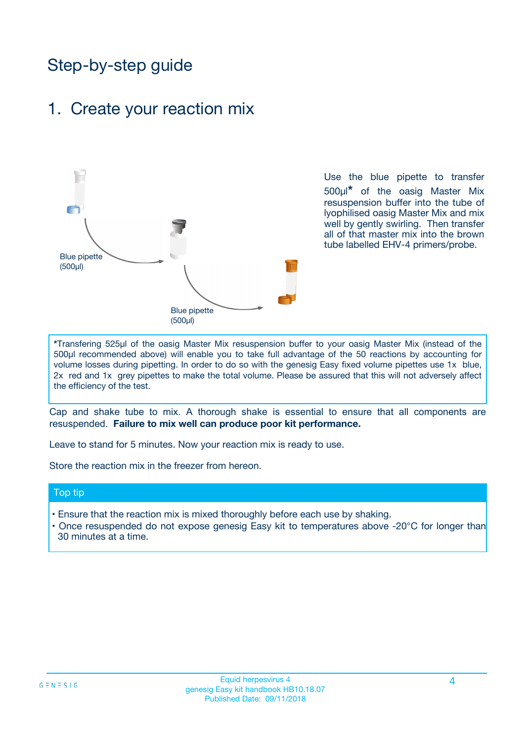# Step-by-step guide

## 1. Create your reaction mix

Blue pipette (500µl)

Blue pipette (500µl)

Use the blue pipette to transfer 500µl* of the oasig Master Mix resuspension buffer into the tube of lyophilised oasig Master Mix and mix well by gently swirling. Then transfer all of that master mix into the brown tube labelled EHV-4 primers/probe.

*Transfering 525µl of the oasig Master Mix resuspension buffer to your oasig Master Mix (instead of the 500µl recommended above) will enable you to take full advantage of the 50 reactions by accounting for volume losses during pipetting. In order to do so with the genesig Easy fixed volume pipettes use 1x blue, 2x red and 1x grey pipettes to make the total volume. Please be assured that this will not adversely affect the efficiency of the test.

Cap and shake tube to mix. A thorough shake is essential to ensure that all components are resuspended. **Failure to mix well can produce poor kit performance.**

Leave to stand for 5 minutes. Now your reaction mix is ready to use.

Store the reaction mix in the freezer from hereon.

### Top tip

- Ensure that the reaction mix is mixed thoroughly before each use by shaking.
- Once resuspended do not expose genesig Easy kit to temperatures above -20°C for longer than 30 minutes at a time.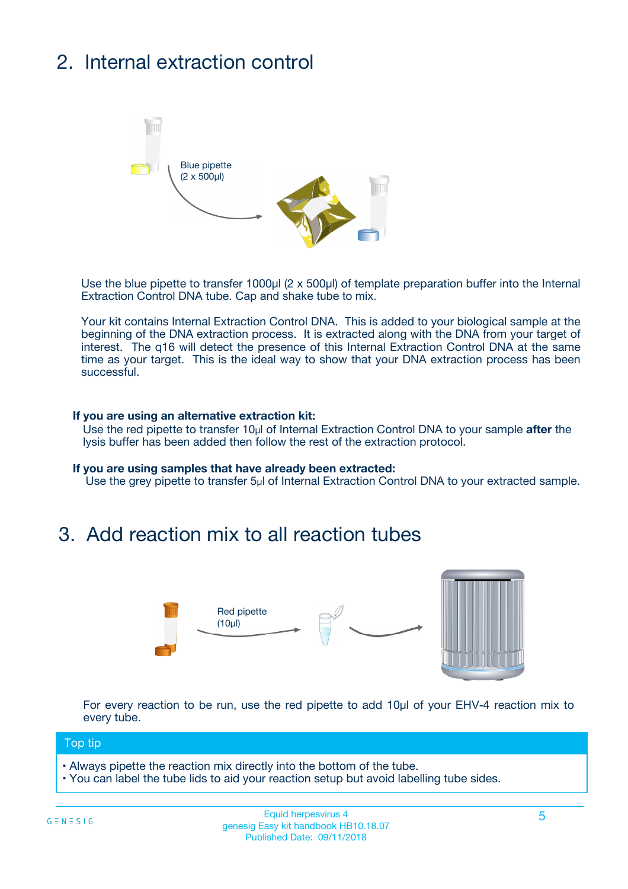## 2. Internal extraction control

Blue pipette
(2 x 500µl)

Use the blue pipette to transfer 1000µl (2 x 500µl) of template preparation buffer into the Internal Extraction Control DNA tube. Cap and shake tube to mix.

Your kit contains Internal Extraction Control DNA. This is added to your biological sample at the beginning of the DNA extraction process. It is extracted along with the DNA from your target of interest. The q16 will detect the presence of this Internal Extraction Control DNA at the same time as your target. This is the ideal way to show that your DNA extraction process has been successful.

**If you are using an alternative extraction kit:**
Use the red pipette to transfer 10µl of Internal Extraction Control DNA to your sample **after** the lysis buffer has been added then follow the rest of the extraction protocol.

**If you are using samples that have already been extracted:**
Use the grey pipette to transfer 5µl of Internal Extraction Control DNA to your extracted sample.

## 3. Add reaction mix to all reaction tubes

Red pipette
(10µl)

For every reaction to be run, use the red pipette to add 10µl of your EHV-4 reaction mix to every tube.

**Top tip**

- Always pipette the reaction mix directly into the bottom of the tube.
- You can label the tube lids to aid your reaction setup but avoid labelling tube sides.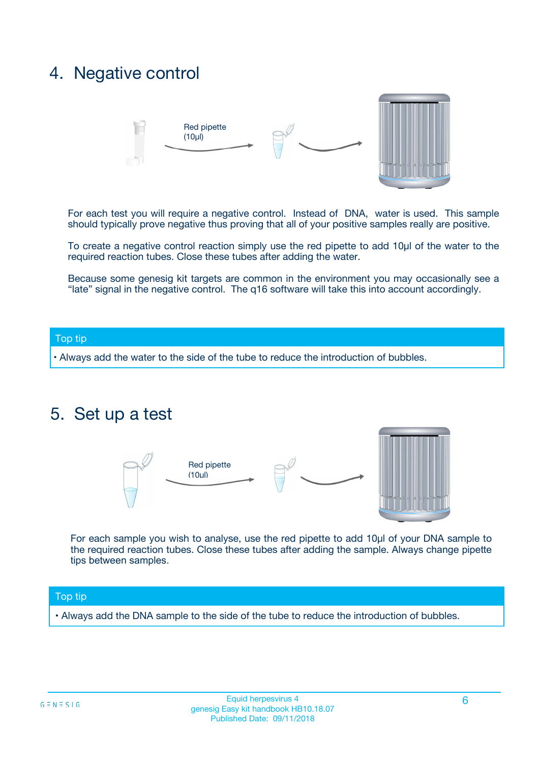## 4. Negative control

Red pipette (10µl)

For each test you will require a negative control. Instead of DNA, water is used. This sample should typically prove negative thus proving that all of your positive samples really are positive.

To create a negative control reaction simply use the red pipette to add 10µl of the water to the required reaction tubes. Close these tubes after adding the water.

Because some genesig kit targets are common in the environment you may occasionally see a "late" signal in the negative control. The q16 software will take this into account accordingly.

**Top tip**

- Always add the water to the side of the tube to reduce the introduction of bubbles.

## 5. Set up a test

Red pipette (10ul)

For each sample you wish to analyse, use the red pipette to add 10µl of your DNA sample to the required reaction tubes. Close these tubes after adding the sample. Always change pipette tips between samples.

**Top tip**

- Always add the DNA sample to the side of the tube to reduce the introduction of bubbles.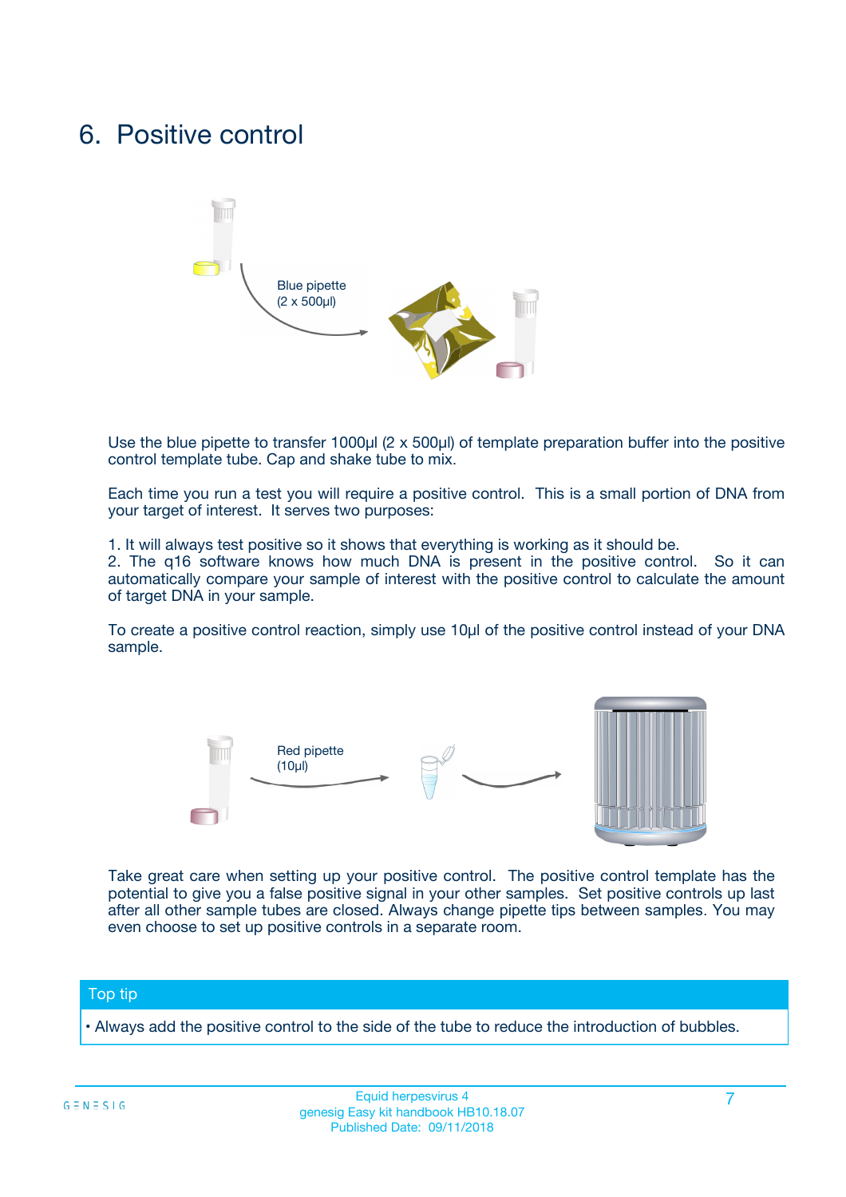# 6. Positive control

Blue pipette (2 x 500µl)

Use the blue pipette to transfer 1000µl (2 x 500µl) of template preparation buffer into the positive control template tube. Cap and shake tube to mix.

Each time you run a test you will require a positive control. This is a small portion of DNA from your target of interest. It serves two purposes:

1. It will always test positive so it shows that everything is working as it should be.
2. The q16 software knows how much DNA is present in the positive control. So it can automatically compare your sample of interest with the positive control to calculate the amount of target DNA in your sample.

To create a positive control reaction, simply use 10µl of the positive control instead of your DNA sample.

Red pipette (10µl)

Take great care when setting up your positive control. The positive control template has the potential to give you a false positive signal in your other samples. Set positive controls up last after all other sample tubes are closed. Always change pipette tips between samples. You may even choose to set up positive controls in a separate room.

**Top tip**

- Always add the positive control to the side of the tube to reduce the introduction of bubbles.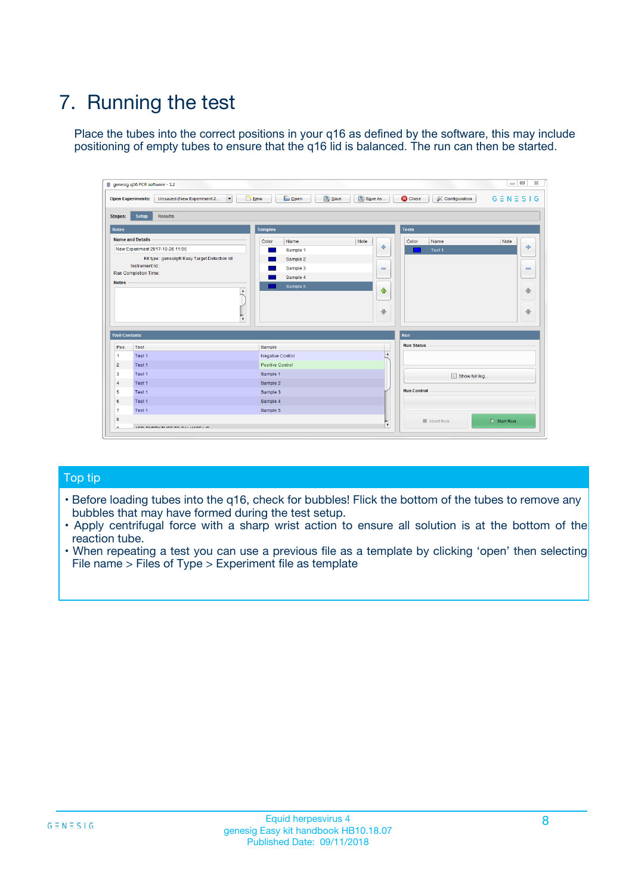# 7. Running the test

Place the tubes into the correct positions in your q16 as defined by the software, this may include positioning of empty tubes to ensure that the q16 lid is balanced. The run can then be started.

## Top tip

- Before loading tubes into the q16, check for bubbles! Flick the bottom of the tubes to remove any bubbles that may have formed during the test setup.
- Apply centrifugal force with a sharp wrist action to ensure all solution is at the bottom of the reaction tube.
- When repeating a test you can use a previous file as a template by clicking 'open' then selecting File name > Files of Type > Experiment file as template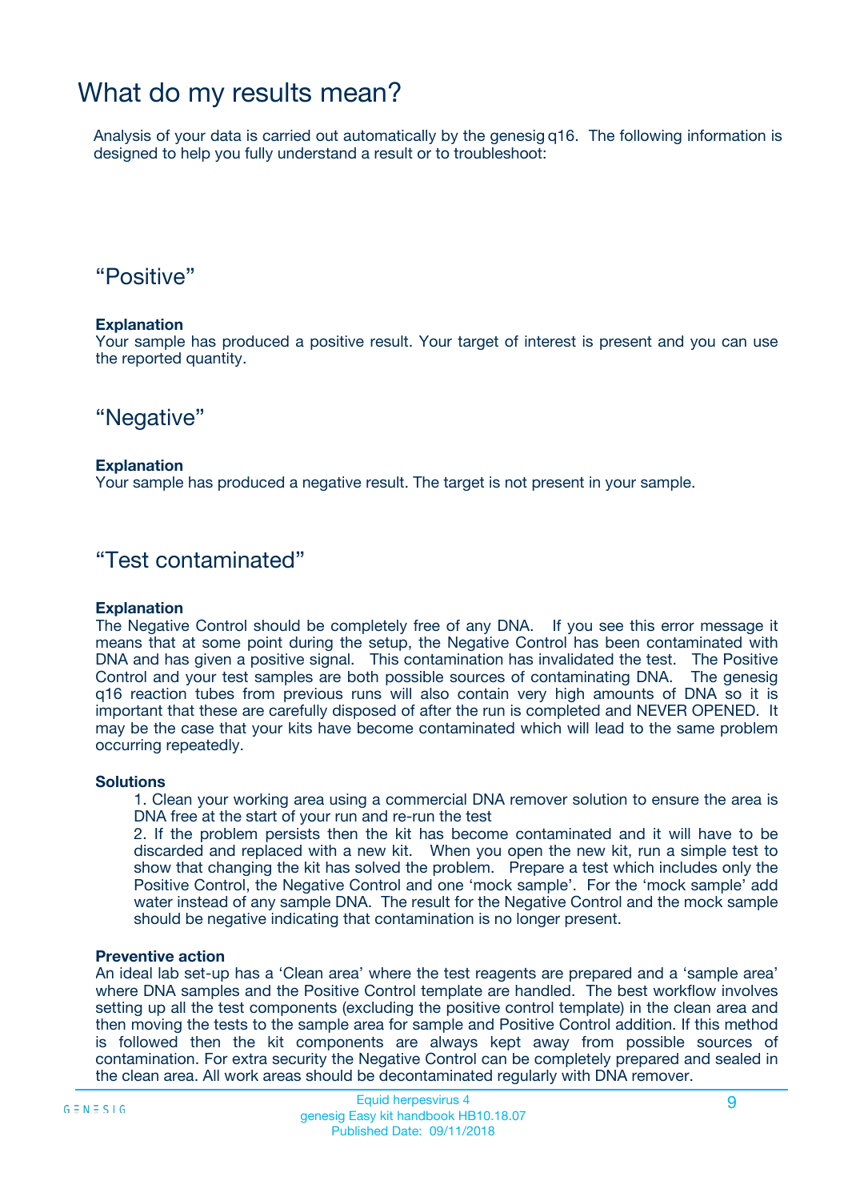# What do my results mean?

Analysis of your data is carried out automatically by the genesig q16. The following information is designed to help you fully understand a result or to troubleshoot:

## “Positive”

**Explanation**

Your sample has produced a positive result. Your target of interest is present and you can use the reported quantity.

## “Negative”

**Explanation**

Your sample has produced a negative result. The target is not present in your sample.

## “Test contaminated”

**Explanation**

The Negative Control should be completely free of any DNA. If you see this error message it means that at some point during the setup, the Negative Control has been contaminated with DNA and has given a positive signal. This contamination has invalidated the test. The Positive Control and your test samples are both possible sources of contaminating DNA. The genesig q16 reaction tubes from previous runs will also contain very high amounts of DNA so it is important that these are carefully disposed of after the run is completed and NEVER OPENED. It may be the case that your kits have become contaminated which will lead to the same problem occurring repeatedly.

**Solutions**

1. Clean your working area using a commercial DNA remover solution to ensure the area is DNA free at the start of your run and re-run the test
2. If the problem persists then the kit has become contaminated and it will have to be discarded and replaced with a new kit. When you open the new kit, run a simple test to show that changing the kit has solved the problem. Prepare a test which includes only the Positive Control, the Negative Control and one ‘mock sample’. For the ‘mock sample’ add water instead of any sample DNA. The result for the Negative Control and the mock sample should be negative indicating that contamination is no longer present.

**Preventive action**

An ideal lab set-up has a ‘Clean area’ where the test reagents are prepared and a ‘sample area’ where DNA samples and the Positive Control template are handled. The best workflow involves setting up all the test components (excluding the positive control template) in the clean area and then moving the tests to the sample area for sample and Positive Control addition. If this method is followed then the kit components are always kept away from possible sources of contamination. For extra security the Negative Control can be completely prepared and sealed in the clean area. All work areas should be decontaminated regularly with DNA remover.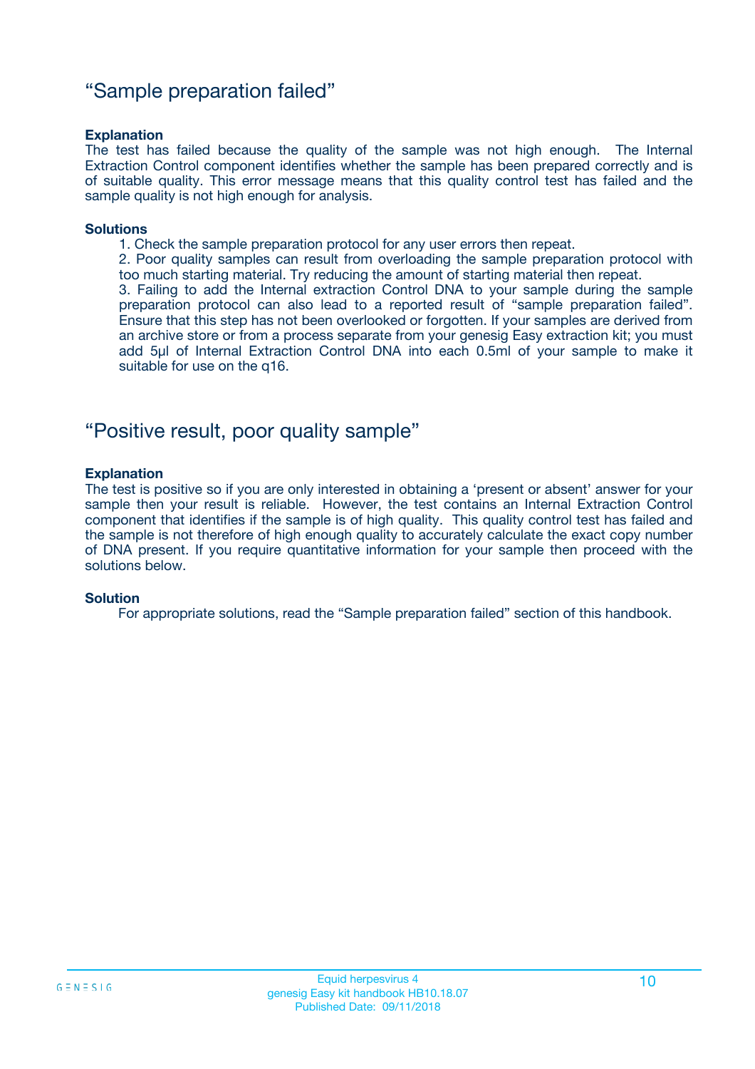## "Sample preparation failed"

**Explanation**

The test has failed because the quality of the sample was not high enough. The Internal Extraction Control component identifies whether the sample has been prepared correctly and is of suitable quality. This error message means that this quality control test has failed and the sample quality is not high enough for analysis.

**Solutions**

1. Check the sample preparation protocol for any user errors then repeat.
2. Poor quality samples can result from overloading the sample preparation protocol with too much starting material. Try reducing the amount of starting material then repeat.
3. Failing to add the Internal extraction Control DNA to your sample during the sample preparation protocol can also lead to a reported result of "sample preparation failed". Ensure that this step has not been overlooked or forgotten. If your samples are derived from an archive store or from a process separate from your genesig Easy extraction kit; you must add 5µl of Internal Extraction Control DNA into each 0.5ml of your sample to make it suitable for use on the q16.

## "Positive result, poor quality sample"

**Explanation**

The test is positive so if you are only interested in obtaining a 'present or absent' answer for your sample then your result is reliable. However, the test contains an Internal Extraction Control component that identifies if the sample is of high quality. This quality control test has failed and the sample is not therefore of high enough quality to accurately calculate the exact copy number of DNA present. If you require quantitative information for your sample then proceed with the solutions below.

**Solution**

For appropriate solutions, read the "Sample preparation failed" section of this handbook.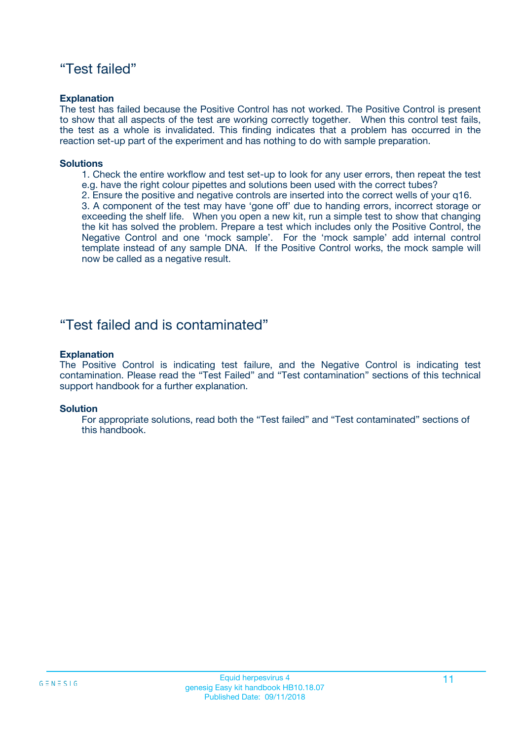## “Test failed”

**Explanation**

The test has failed because the Positive Control has not worked. The Positive Control is present to show that all aspects of the test are working correctly together. When this control test fails, the test as a whole is invalidated. This finding indicates that a problem has occurred in the reaction set-up part of the experiment and has nothing to do with sample preparation.

**Solutions**

1. Check the entire workflow and test set-up to look for any user errors, then repeat the test e.g. have the right colour pipettes and solutions been used with the correct tubes?
2. Ensure the positive and negative controls are inserted into the correct wells of your q16.
3. A component of the test may have ‘gone off’ due to handing errors, incorrect storage or exceeding the shelf life. When you open a new kit, run a simple test to show that changing the kit has solved the problem. Prepare a test which includes only the Positive Control, the Negative Control and one ‘mock sample’. For the ‘mock sample’ add internal control template instead of any sample DNA. If the Positive Control works, the mock sample will now be called as a negative result.

## “Test failed and is contaminated”

**Explanation**

The Positive Control is indicating test failure, and the Negative Control is indicating test contamination. Please read the “Test Failed” and “Test contamination” sections of this technical support handbook for a further explanation.

**Solution**

For appropriate solutions, read both the “Test failed” and “Test contaminated” sections of this handbook.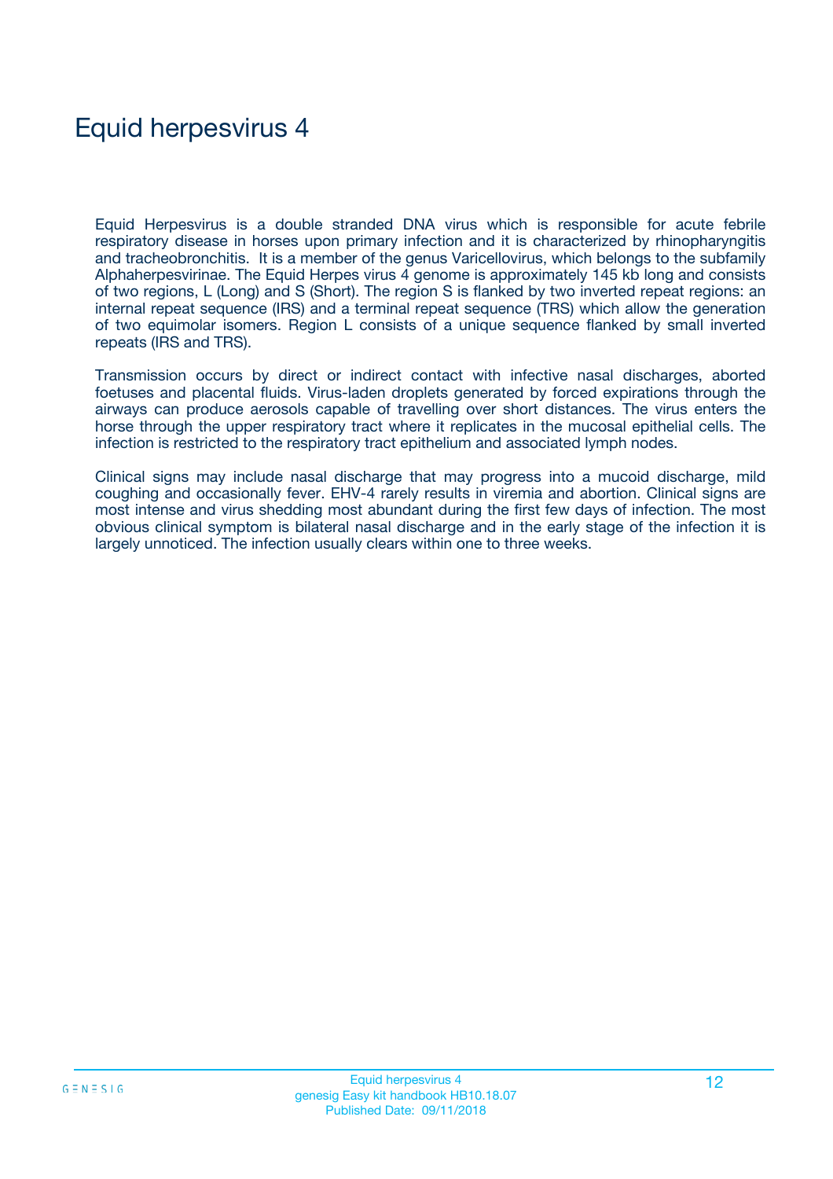# Equid herpesvirus 4

Equid Herpesvirus is a double stranded DNA virus which is responsible for acute febrile respiratory disease in horses upon primary infection and it is characterized by rhinopharyngitis and tracheobronchitis. It is a member of the genus Varicellovirus, which belongs to the subfamily Alphaherpesvirinae. The Equid Herpes virus 4 genome is approximately 145 kb long and consists of two regions, L (Long) and S (Short). The region S is flanked by two inverted repeat regions: an internal repeat sequence (IRS) and a terminal repeat sequence (TRS) which allow the generation of two equimolar isomers. Region L consists of a unique sequence flanked by small inverted repeats (IRS and TRS).

Transmission occurs by direct or indirect contact with infective nasal discharges, aborted foetuses and placental fluids. Virus-laden droplets generated by forced expirations through the airways can produce aerosols capable of travelling over short distances. The virus enters the horse through the upper respiratory tract where it replicates in the mucosal epithelial cells. The infection is restricted to the respiratory tract epithelium and associated lymph nodes.

Clinical signs may include nasal discharge that may progress into a mucoid discharge, mild coughing and occasionally fever. EHV-4 rarely results in viremia and abortion. Clinical signs are most intense and virus shedding most abundant during the first few days of infection. The most obvious clinical symptom is bilateral nasal discharge and in the early stage of the infection it is largely unnoticed. The infection usually clears within one to three weeks.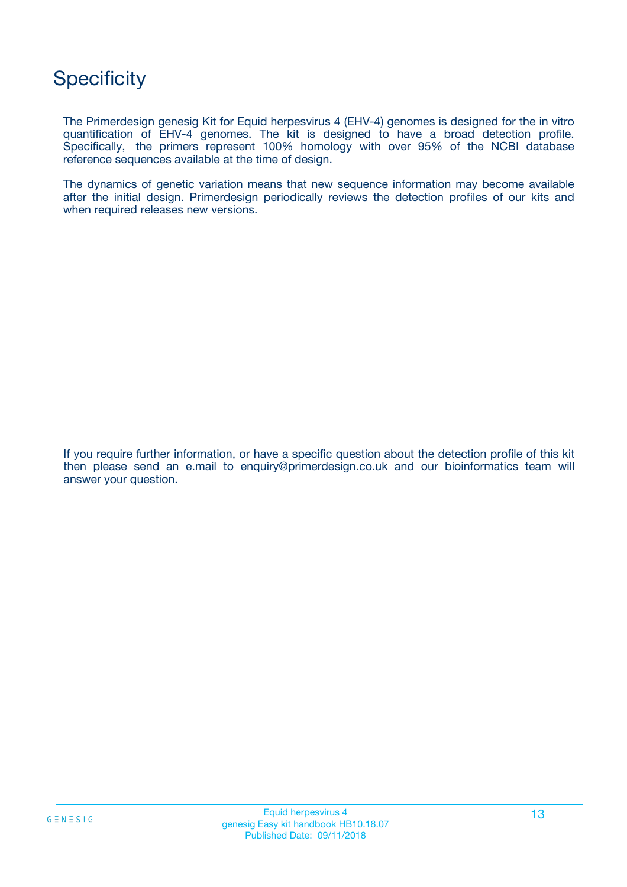# Specificity

The Primerdesign genesig Kit for Equid herpesvirus 4 (EHV-4) genomes is designed for the in vitro quantification of EHV-4 genomes. The kit is designed to have a broad detection profile. Specifically, the primers represent 100% homology with over 95% of the NCBI database reference sequences available at the time of design.

The dynamics of genetic variation means that new sequence information may become available after the initial design. Primerdesign periodically reviews the detection profiles of our kits and when required releases new versions.

If you require further information, or have a specific question about the detection profile of this kit then please send an e.mail to enquiry@primerdesign.co.uk and our bioinformatics team will answer your question.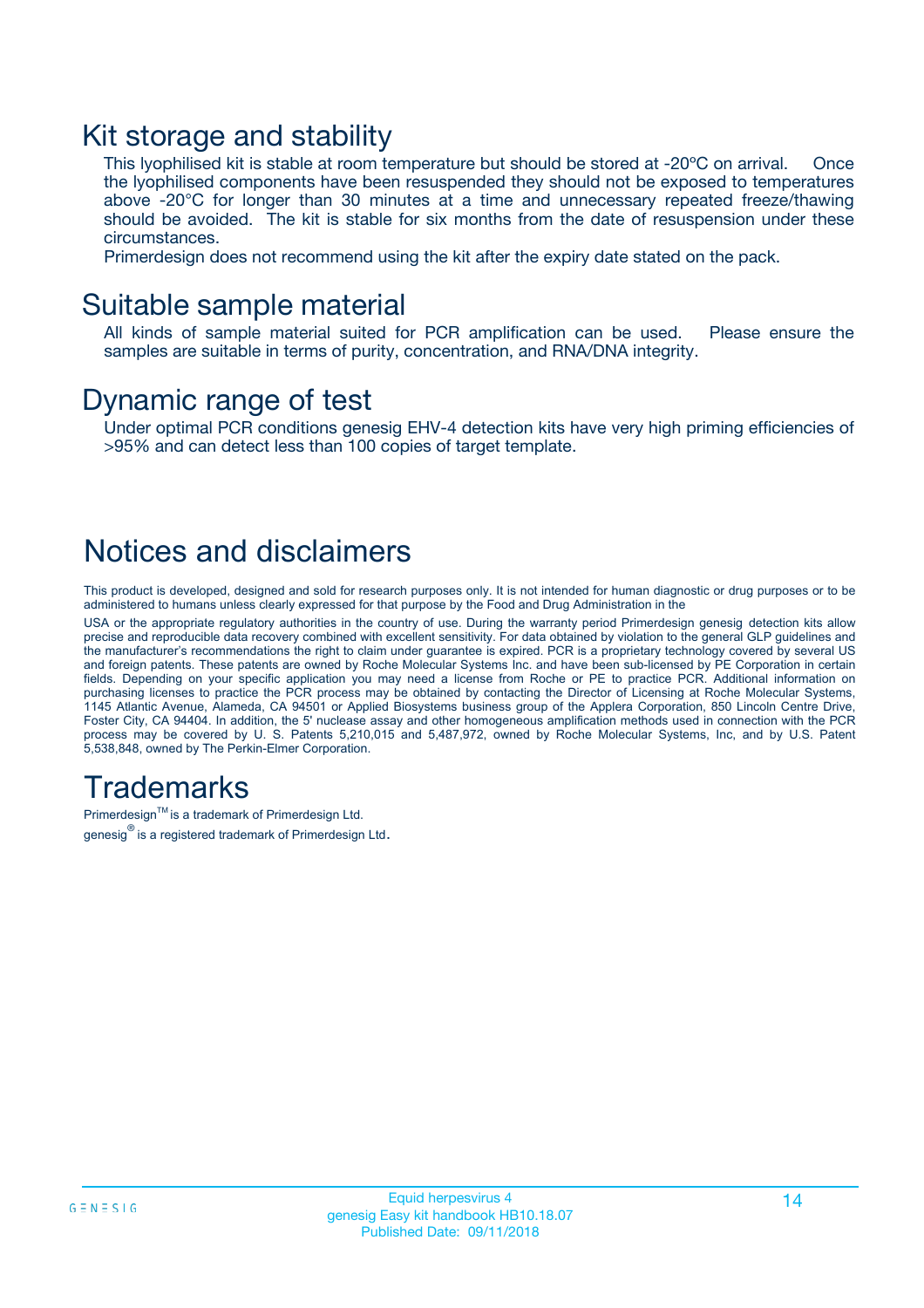## Kit storage and stability

This lyophilised kit is stable at room temperature but should be stored at -20ºC on arrival. Once the lyophilised components have been resuspended they should not be exposed to temperatures above -20°C for longer than 30 minutes at a time and unnecessary repeated freeze/thawing should be avoided. The kit is stable for six months from the date of resuspension under these circumstances.

Primerdesign does not recommend using the kit after the expiry date stated on the pack.

## Suitable sample material

All kinds of sample material suited for PCR amplification can be used. Please ensure the samples are suitable in terms of purity, concentration, and RNA/DNA integrity.

## Dynamic range of test

Under optimal PCR conditions genesig EHV-4 detection kits have very high priming efficiencies of >95% and can detect less than 100 copies of target template.

## Notices and disclaimers

This product is developed, designed and sold for research purposes only. It is not intended for human diagnostic or drug purposes or to be administered to humans unless clearly expressed for that purpose by the Food and Drug Administration in the

USA or the appropriate regulatory authorities in the country of use. During the warranty period Primerdesign genesig detection kits allow precise and reproducible data recovery combined with excellent sensitivity. For data obtained by violation to the general GLP guidelines and the manufacturer's recommendations the right to claim under guarantee is expired. PCR is a proprietary technology covered by several US and foreign patents. These patents are owned by Roche Molecular Systems Inc. and have been sub-licensed by PE Corporation in certain fields. Depending on your specific application you may need a license from Roche or PE to practice PCR. Additional information on purchasing licenses to practice the PCR process may be obtained by contacting the Director of Licensing at Roche Molecular Systems, 1145 Atlantic Avenue, Alameda, CA 94501 or Applied Biosystems business group of the Applera Corporation, 850 Lincoln Centre Drive, Foster City, CA 94404. In addition, the 5' nuclease assay and other homogeneous amplification methods used in connection with the PCR process may be covered by U. S. Patents 5,210,015 and 5,487,972, owned by Roche Molecular Systems, Inc, and by U.S. Patent 5,538,848, owned by The Perkin-Elmer Corporation.

## Trademarks

Primerdesign™ is a trademark of Primerdesign Ltd.

genesig® is a registered trademark of Primerdesign Ltd.